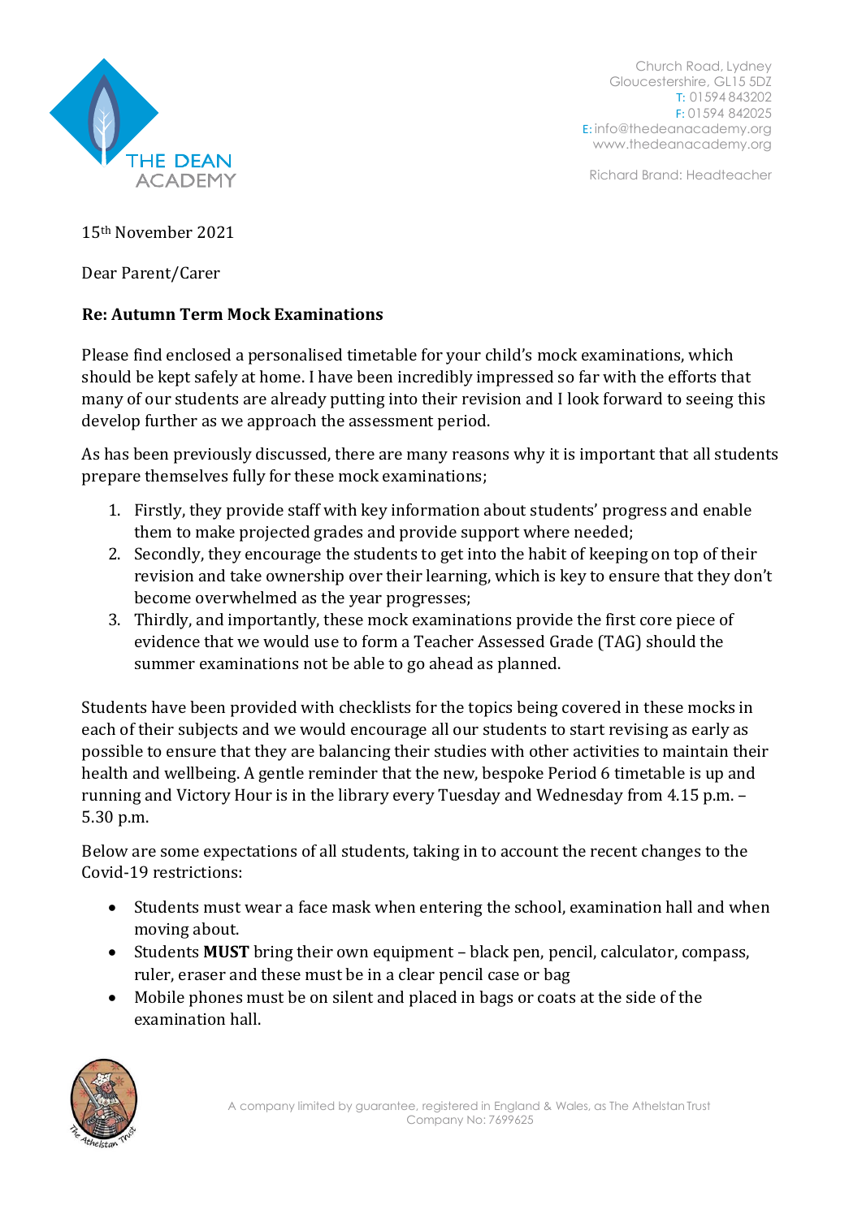THE DEAN ACADEMY

Church Road, Lydney
Gloucestershire, GL15 5DZ
T: 01594 843202
F: 01594 842025
E: info@thedeanacademy.org
www.thedeanacademy.org

Richard Brand: Headteacher

15th November 2021

Dear Parent/Carer

**Re: Autumn Term Mock Examinations**

Please find enclosed a personalised timetable for your child's mock examinations, which should be kept safely at home. I have been incredibly impressed so far with the efforts that many of our students are already putting into their revision and I look forward to seeing this develop further as we approach the assessment period.

As has been previously discussed, there are many reasons why it is important that all students prepare themselves fully for these mock examinations;

1. Firstly, they provide staff with key information about students' progress and enable them to make projected grades and provide support where needed;
2. Secondly, they encourage the students to get into the habit of keeping on top of their revision and take ownership over their learning, which is key to ensure that they don't become overwhelmed as the year progresses;
3. Thirdly, and importantly, these mock examinations provide the first core piece of evidence that we would use to form a Teacher Assessed Grade (TAG) should the summer examinations not be able to go ahead as planned.

Students have been provided with checklists for the topics being covered in these mocks in each of their subjects and we would encourage all our students to start revising as early as possible to ensure that they are balancing their studies with other activities to maintain their health and wellbeing. A gentle reminder that the new, bespoke Period 6 timetable is up and running and Victory Hour is in the library every Tuesday and Wednesday from 4.15 p.m. – 5.30 p.m.

Below are some expectations of all students, taking in to account the recent changes to the Covid-19 restrictions:

- Students must wear a face mask when entering the school, examination hall and when moving about.
- Students **MUST** bring their own equipment – black pen, pencil, calculator, compass, ruler, eraser and these must be in a clear pencil case or bag
- Mobile phones must be on silent and placed in bags or coats at the side of the examination hall.

A company limited by guarantee, registered in England & Wales, as The Athelstan Trust
Company No: 7699625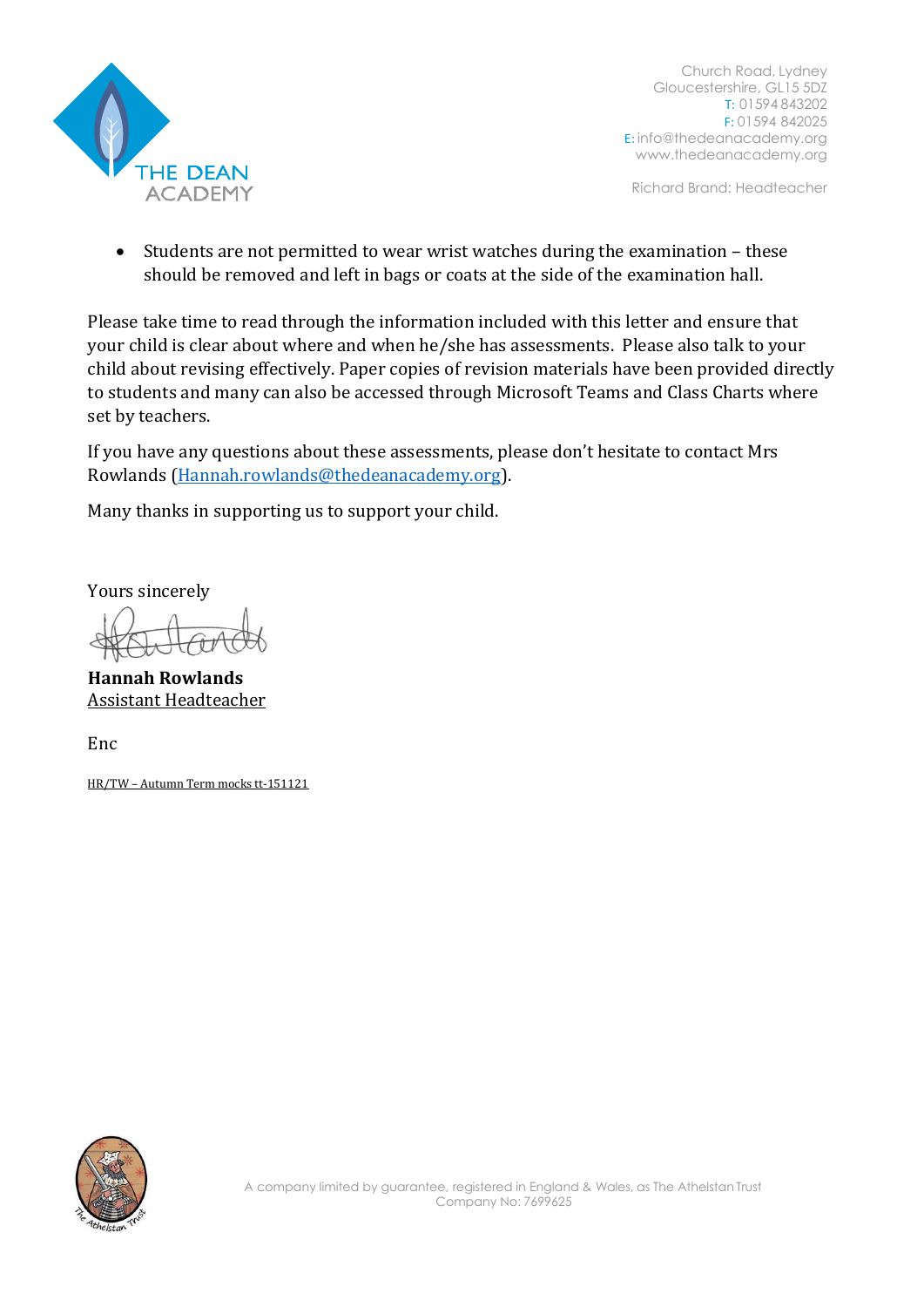- Students are not permitted to wear wrist watches during the examination – these should be removed and left in bags or coats at the side of the examination hall.

Please take time to read through the information included with this letter and ensure that your child is clear about where and when he/she has assessments. Please also talk to your child about revising effectively. Paper copies of revision materials have been provided directly to students and many can also be accessed through Microsoft Teams and Class Charts where set by teachers.

If you have any questions about these assessments, please don't hesitate to contact Mrs Rowlands (Hannah.rowlands@thedeanacademy.org).

Many thanks in supporting us to support your child.

Yours sincerely

**Hannah Rowlands**
Assistant Headteacher

Enc

HR/TW – Autumn Term mocks tt-151121